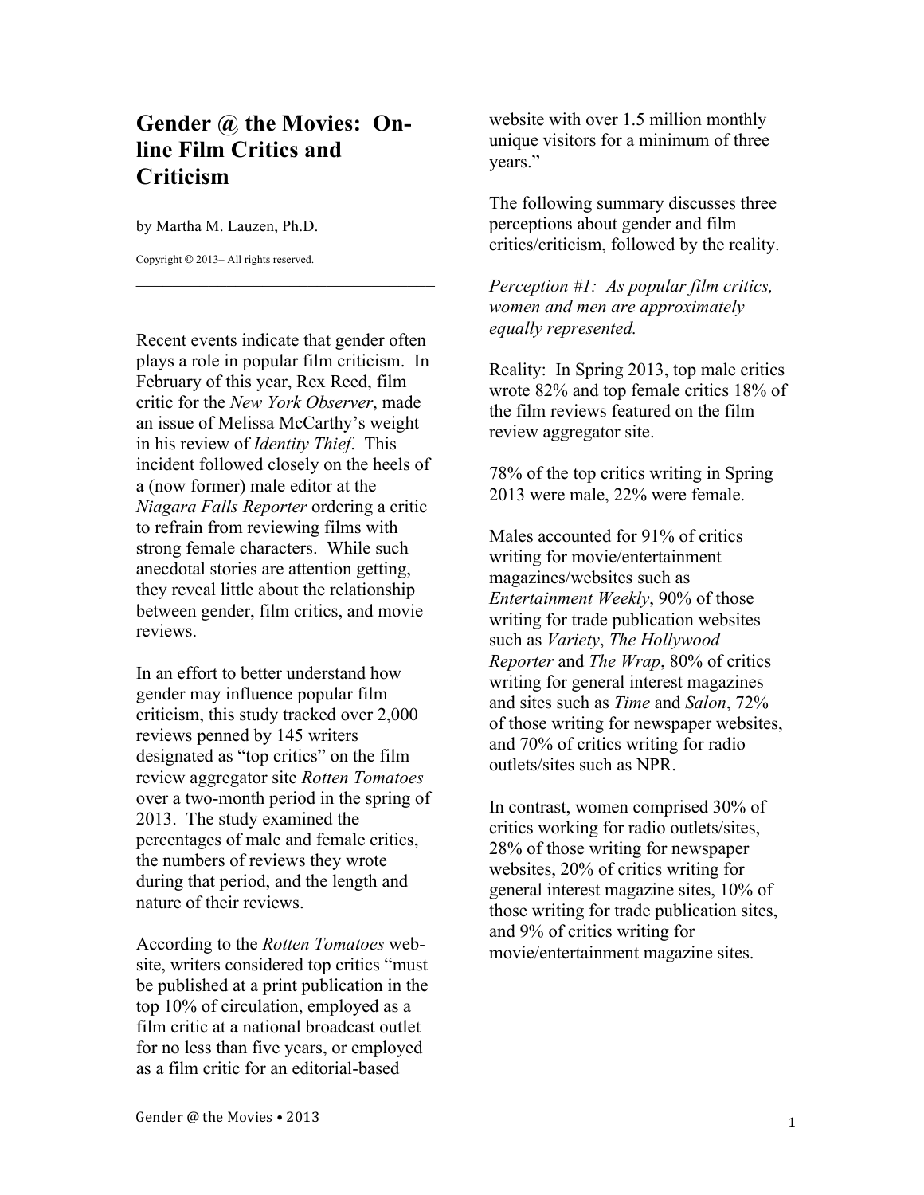# Gender @ the Movies: On-line Film Critics and Criticism

by Martha M. Lauzen, Ph.D.

Copyright © 2013– All rights reserved.

---

Recent events indicate that gender often plays a role in popular film criticism. In February of this year, Rex Reed, film critic for the *New York Observer*, made an issue of Melissa McCarthy's weight in his review of *Identity Thief*. This incident followed closely on the heels of a (now former) male editor at the *Niagara Falls Reporter* ordering a critic to refrain from reviewing films with strong female characters. While such anecdotal stories are attention getting, they reveal little about the relationship between gender, film critics, and movie reviews.

In an effort to better understand how gender may influence popular film criticism, this study tracked over 2,000 reviews penned by 145 writers designated as "top critics" on the film review aggregator site *Rotten Tomatoes* over a two-month period in the spring of 2013. The study examined the percentages of male and female critics, the numbers of reviews they wrote during that period, and the length and nature of their reviews.

According to the *Rotten Tomatoes* website, writers considered top critics "must be published at a print publication in the top 10% of circulation, employed as a film critic at a national broadcast outlet for no less than five years, or employed as a film critic for an editorial-based website with over 1.5 million monthly unique visitors for a minimum of three years."

The following summary discusses three perceptions about gender and film critics/criticism, followed by the reality.

*Perception #1: As popular film critics, women and men are approximately equally represented.*

Reality: In Spring 2013, top male critics wrote 82% and top female critics 18% of the film reviews featured on the film review aggregator site.

78% of the top critics writing in Spring 2013 were male, 22% were female.

Males accounted for 91% of critics writing for movie/entertainment magazines/websites such as *Entertainment Weekly*, 90% of those writing for trade publication websites such as *Variety*, *The Hollywood Reporter* and *The Wrap*, 80% of critics writing for general interest magazines and sites such as *Time* and *Salon*, 72% of those writing for newspaper websites, and 70% of critics writing for radio outlets/sites such as NPR.

In contrast, women comprised 30% of critics working for radio outlets/sites, 28% of those writing for newspaper websites, 20% of critics writing for general interest magazine sites, 10% of those writing for trade publication sites, and 9% of critics writing for movie/entertainment magazine sites.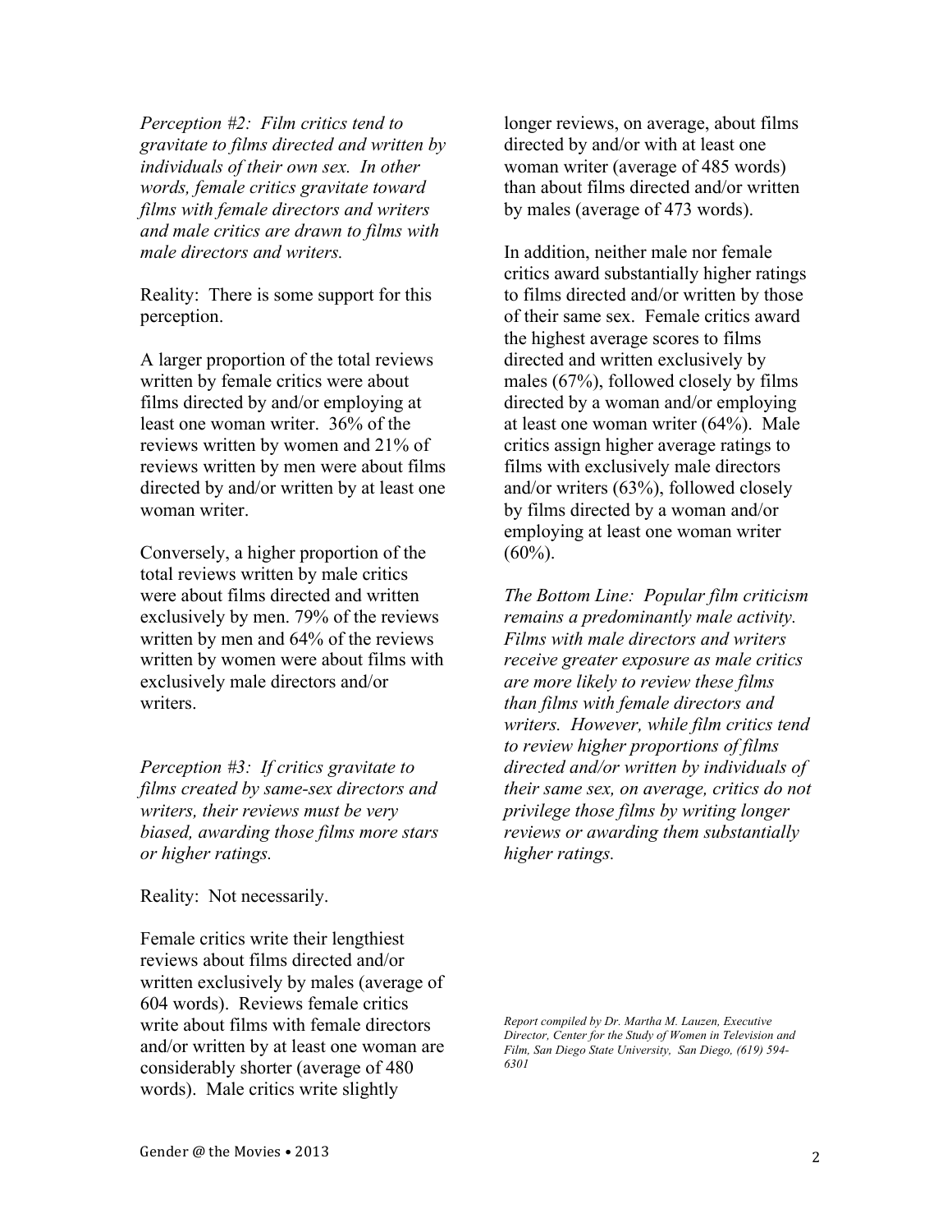*Perception #2: Film critics tend to gravitate to films directed and written by individuals of their own sex. In other words, female critics gravitate toward films with female directors and writers and male critics are drawn to films with male directors and writers.*

Reality: There is some support for this perception.

A larger proportion of the total reviews written by female critics were about films directed by and/or employing at least one woman writer. 36% of the reviews written by women and 21% of reviews written by men were about films directed by and/or written by at least one woman writer.

Conversely, a higher proportion of the total reviews written by male critics were about films directed and written exclusively by men. 79% of the reviews written by men and 64% of the reviews written by women were about films with exclusively male directors and/or writers.

*Perception #3: If critics gravitate to films created by same-sex directors and writers, their reviews must be very biased, awarding those films more stars or higher ratings.*

Reality: Not necessarily.

Female critics write their lengthiest reviews about films directed and/or written exclusively by males (average of 604 words). Reviews female critics write about films with female directors and/or written by at least one woman are considerably shorter (average of 480 words). Male critics write slightly longer reviews, on average, about films directed by and/or with at least one woman writer (average of 485 words) than about films directed and/or written by males (average of 473 words).

In addition, neither male nor female critics award substantially higher ratings to films directed and/or written by those of their same sex. Female critics award the highest average scores to films directed and written exclusively by males (67%), followed closely by films directed by a woman and/or employing at least one woman writer (64%). Male critics assign higher average ratings to films with exclusively male directors and/or writers (63%), followed closely by films directed by a woman and/or employing at least one woman writer (60%).

*The Bottom Line: Popular film criticism remains a predominantly male activity. Films with male directors and writers receive greater exposure as male critics are more likely to review these films than films with female directors and writers. However, while film critics tend to review higher proportions of films directed and/or written by individuals of their same sex, on average, critics do not privilege those films by writing longer reviews or awarding them substantially higher ratings.*

*Report compiled by Dr. Martha M. Lauzen, Executive Director, Center for the Study of Women in Television and Film, San Diego State University, San Diego, (619) 594-6301*